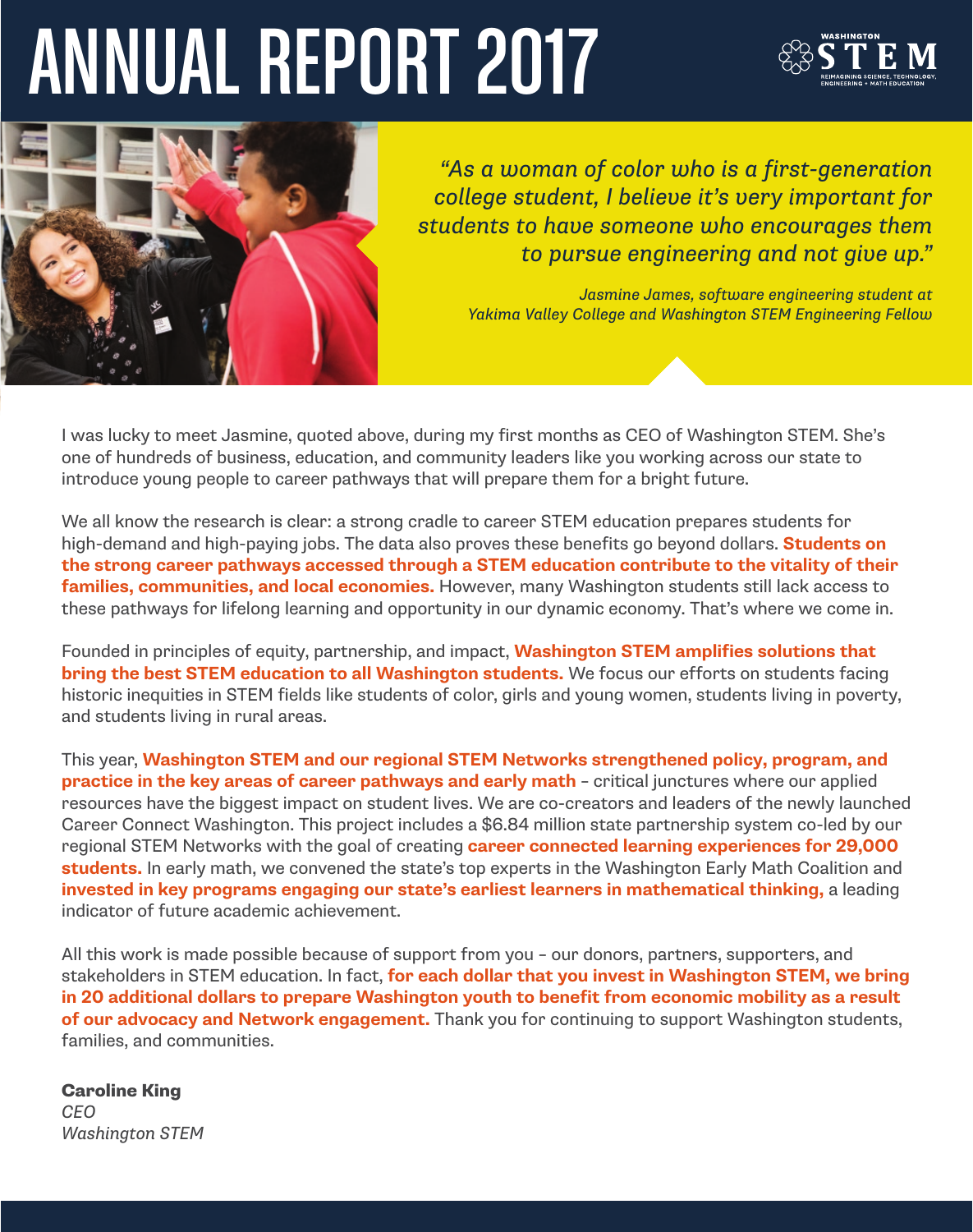# ANNUAL REPORT 2017

WASHINGTON STEM
REIMAGINING SCIENCE, TECHNOLOGY, ENGINEERING + MATH EDUCATION

*"As a woman of color who is a first-generation college student, I believe it's very important for students to have someone who encourages them to pursue engineering and not give up."*

*Jasmine James, software engineering student at Yakima Valley College and Washington STEM Engineering Fellow*

I was lucky to meet Jasmine, quoted above, during my first months as CEO of Washington STEM. She's one of hundreds of business, education, and community leaders like you working across our state to introduce young people to career pathways that will prepare them for a bright future.

We all know the research is clear: a strong cradle to career STEM education prepares students for high-demand and high-paying jobs. The data also proves these benefits go beyond dollars. **Students on the strong career pathways accessed through a STEM education contribute to the vitality of their families, communities, and local economies.** However, many Washington students still lack access to these pathways for lifelong learning and opportunity in our dynamic economy. That's where we come in.

Founded in principles of equity, partnership, and impact, **Washington STEM amplifies solutions that bring the best STEM education to all Washington students.** We focus our efforts on students facing historic inequities in STEM fields like students of color, girls and young women, students living in poverty, and students living in rural areas.

This year, **Washington STEM and our regional STEM Networks strengthened policy, program, and practice in the key areas of career pathways and early math** – critical junctures where our applied resources have the biggest impact on student lives. We are co-creators and leaders of the newly launched Career Connect Washington. This project includes a $6.84 million state partnership system co-led by our regional STEM Networks with the goal of creating **career connected learning experiences for 29,000 students.** In early math, we convened the state's top experts in the Washington Early Math Coalition and **invested in key programs engaging our state's earliest learners in mathematical thinking,** a leading indicator of future academic achievement.

All this work is made possible because of support from you – our donors, partners, supporters, and stakeholders in STEM education. In fact, **for each dollar that you invest in Washington STEM, we bring in 20 additional dollars to prepare Washington youth to benefit from economic mobility as a result of our advocacy and Network engagement.** Thank you for continuing to support Washington students, families, and communities.

**Caroline King**
*CEO*
*Washington STEM*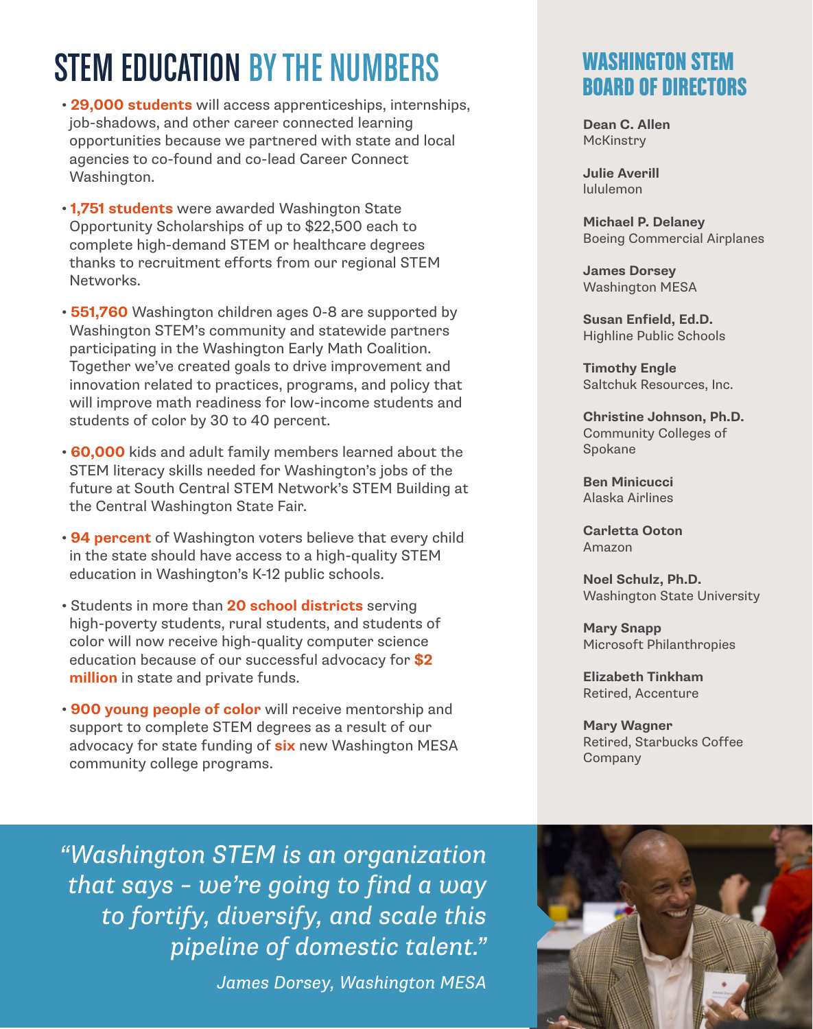# STEM EDUCATION BY THE NUMBERS

- **29,000 students** will access apprenticeships, internships, job-shadows, and other career connected learning opportunities because we partnered with state and local agencies to co-found and co-lead Career Connect Washington.
- **1,751 students** were awarded Washington State Opportunity Scholarships of up to $22,500 each to complete high-demand STEM or healthcare degrees thanks to recruitment efforts from our regional STEM Networks.
- **551,760** Washington children ages 0-8 are supported by Washington STEM's community and statewide partners participating in the Washington Early Math Coalition. Together we've created goals to drive improvement and innovation related to practices, programs, and policy that will improve math readiness for low-income students and students of color by 30 to 40 percent.
- **60,000** kids and adult family members learned about the STEM literacy skills needed for Washington's jobs of the future at South Central STEM Network's STEM Building at the Central Washington State Fair.
- **94 percent** of Washington voters believe that every child in the state should have access to a high-quality STEM education in Washington's K-12 public schools.
- Students in more than **20 school districts** serving high-poverty students, rural students, and students of color will now receive high-quality computer science education because of our successful advocacy for **$2 million** in state and private funds.
- **900 young people of color** will receive mentorship and support to complete STEM degrees as a result of our advocacy for state funding of **six** new Washington MESA community college programs.

## WASHINGTON STEM BOARD OF DIRECTORS

**Dean C. Allen**
McKinstry

**Julie Averill**
lululemon

**Michael P. Delaney**
Boeing Commercial Airplanes

**James Dorsey**
Washington MESA

**Susan Enfield, Ed.D.**
Highline Public Schools

**Timothy Engle**
Saltchuk Resources, Inc.

**Christine Johnson, Ph.D.**
Community Colleges of Spokane

**Ben Minicucci**
Alaska Airlines

**Carletta Ooton**
Amazon

**Noel Schulz, Ph.D.**
Washington State University

**Mary Snapp**
Microsoft Philanthropies

**Elizabeth Tinkham**
Retired, Accenture

**Mary Wagner**
Retired, Starbucks Coffee Company

*"Washington STEM is an organization that says – we're going to find a way to fortify, diversify, and scale this pipeline of domestic talent."*

*James Dorsey, Washington MESA*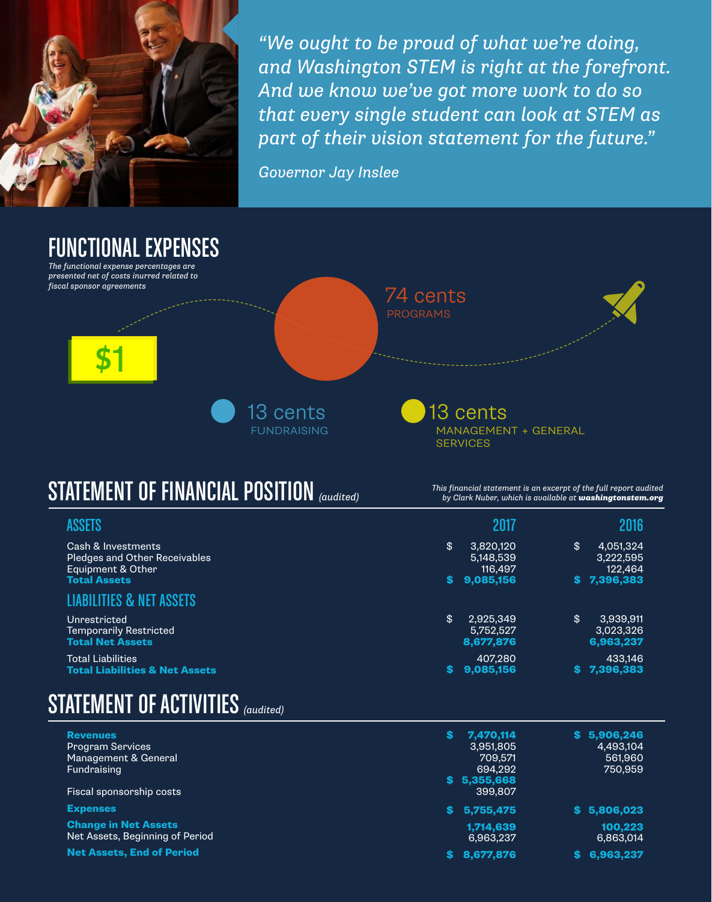> *"We ought to be proud of what we're doing, and Washington STEM is right at the forefront. And we know we've got more work to do so that every single student can look at STEM as part of their vision statement for the future."*
>
> *Governor Jay Inslee*

## FUNCTIONAL EXPENSES

*The functional expense percentages are presented net of costs inurred related to fiscal sponsor agreements*

**$1**

- 74 cents — PROGRAMS
- 13 cents — FUNDRAISING
- 13 cents — MANAGEMENT + GENERAL SERVICES

## STATEMENT OF FINANCIAL POSITION *(audited)*

*This financial statement is an excerpt of the full report audited by Clark Nuber, which is available at **washingtonstem.org***

| ASSETS | 2017 | 2016 |
|---|---|---|
| Cash & Investments | $ 3,820,120 | $ 4,051,324 |
| Pledges and Other Receivables | 5,148,539 | 3,222,595 |
| Equipment & Other | 116,497 | 122,464 |
| **Total Assets** | **$ 9,085,156** | **$ 7,396,383** |
| **LIABILITIES & NET ASSETS** | | |
| Unrestricted | $ 2,925,349 | $ 3,939,911 |
| Temporarily Restricted | 5,752,527 | 3,023,326 |
| **Total Net Assets** | **8,677,876** | **6,963,237** |
| Total Liabilities | 407,280 | 433,146 |
| **Total Liabilities & Net Assets** | **$ 9,085,156** | **$ 7,396,383** |

## STATEMENT OF ACTIVITIES *(audited)*

| | 2017 | 2016 |
|---|---|---|
| **Revenues** | **$ 7,470,114** | **$ 5,906,246** |
| Program Services | 3,951,805 | 4,493,104 |
| Management & General | 709,571 | 561,960 |
| Fundraising | 694,292 | 750,959 |
| | **$ 5,355,668** | |
| Fiscal sponsorship costs | 399,807 | |
| **Expenses** | **$ 5,755,475** | **$ 5,806,023** |
| **Change in Net Assets** | **1,714,639** | **100,223** |
| Net Assets, Beginning of Period | 6,963,237 | 6,863,014 |
| **Net Assets, End of Period** | **$ 8,677,876** | **$ 6,963,237** |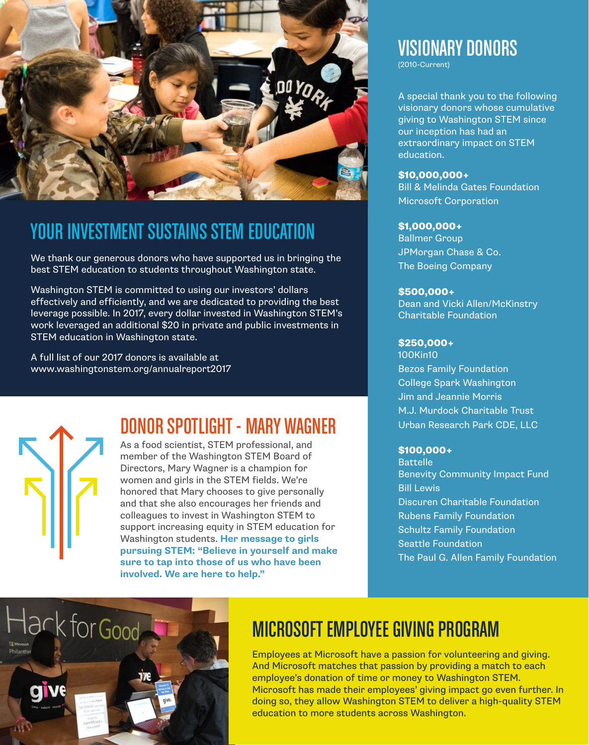## YOUR INVESTMENT SUSTAINS STEM EDUCATION

We thank our generous donors who have supported us in bringing the best STEM education to students throughout Washington state.

Washington STEM is committed to using our investors' dollars effectively and efficiently, and we are dedicated to providing the best leverage possible. In 2017, every dollar invested in Washington STEM's work leveraged an additional $20 in private and public investments in STEM education in Washington state.

A full list of our 2017 donors is available at www.washingtonstem.org/annualreport2017

## DONOR SPOTLIGHT - MARY WAGNER

As a food scientist, STEM professional, and member of the Washington STEM Board of Directors, Mary Wagner is a champion for women and girls in the STEM fields. We're honored that Mary chooses to give personally and that she also encourages her friends and colleagues to invest in Washington STEM to support increasing equity in STEM education for Washington students. **Her message to girls pursuing STEM: "Believe in yourself and make sure to tap into those of us who have been involved. We are here to help."**

## VISIONARY DONORS

(2010-Current)

A special thank you to the following visionary donors whose cumulative giving to Washington STEM since our inception has had an extraordinary impact on STEM education.

**$10,000,000+**
Bill & Melinda Gates Foundation
Microsoft Corporation

**$1,000,000+**
Ballmer Group
JPMorgan Chase & Co.
The Boeing Company

**$500,000+**
Dean and Vicki Allen/McKinstry Charitable Foundation

**$250,000+**
100Kin10
Bezos Family Foundation
College Spark Washington
Jim and Jeannie Morris
M.J. Murdock Charitable Trust
Urban Research Park CDE, LLC

**$100,000+**
Battelle
Benevity Community Impact Fund
Bill Lewis
Discuren Charitable Foundation
Rubens Family Foundation
Schultz Family Foundation
Seattle Foundation
The Paul G. Allen Family Foundation

## MICROSOFT EMPLOYEE GIVING PROGRAM

Employees at Microsoft have a passion for volunteering and giving. And Microsoft matches that passion by providing a match to each employee's donation of time or money to Washington STEM. Microsoft has made their employees' giving impact go even further. In doing so, they allow Washington STEM to deliver a high-quality STEM education to more students across Washington.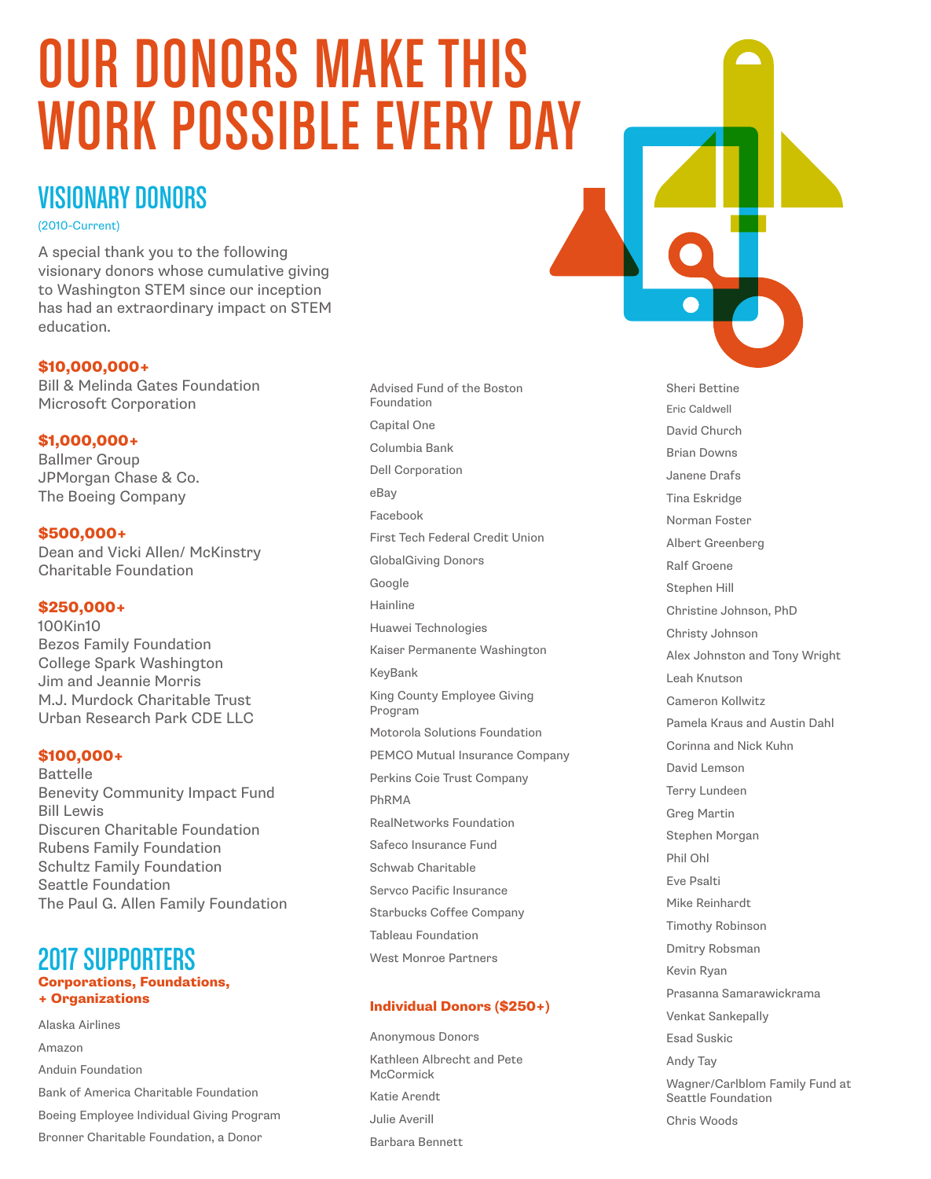# OUR DONORS MAKE THIS WORK POSSIBLE EVERY DAY

## VISIONARY DONORS

(2010-Current)

A special thank you to the following visionary donors whose cumulative giving to Washington STEM since our inception has had an extraordinary impact on STEM education.

**$10,000,000+**

Bill & Melinda Gates Foundation
Microsoft Corporation

**$1,000,000+**

Ballmer Group
JPMorgan Chase & Co.
The Boeing Company

**$500,000+**

Dean and Vicki Allen/ McKinstry Charitable Foundation

**$250,000+**

100Kin10
Bezos Family Foundation
College Spark Washington
Jim and Jeannie Morris
M.J. Murdock Charitable Trust
Urban Research Park CDE LLC

**$100,000+**

Battelle
Benevity Community Impact Fund
Bill Lewis
Discuren Charitable Foundation
Rubens Family Foundation
Schultz Family Foundation
Seattle Foundation
The Paul G. Allen Family Foundation

## 2017 SUPPORTERS

**Corporations, Foundations, + Organizations**

Alaska Airlines
Amazon
Anduin Foundation
Bank of America Charitable Foundation
Boeing Employee Individual Giving Program
Bronner Charitable Foundation, a Donor Advised Fund of the Boston Foundation
Capital One
Columbia Bank
Dell Corporation
eBay
Facebook
First Tech Federal Credit Union
GlobalGiving Donors
Google
Hainline
Huawei Technologies
Kaiser Permanente Washington
KeyBank
King County Employee Giving Program
Motorola Solutions Foundation
PEMCO Mutual Insurance Company
Perkins Coie Trust Company
PhRMA
RealNetworks Foundation
Safeco Insurance Fund
Schwab Charitable
Servco Pacific Insurance
Starbucks Coffee Company
Tableau Foundation
West Monroe Partners

**Individual Donors ($250+)**

Anonymous Donors
Kathleen Albrecht and Pete McCormick
Katie Arendt
Julie Averill
Barbara Bennett
Sheri Bettine
Eric Caldwell
David Church
Brian Downs
Janene Drafs
Tina Eskridge
Norman Foster
Albert Greenberg
Ralf Groene
Stephen Hill
Christine Johnson, PhD
Christy Johnson
Alex Johnston and Tony Wright
Leah Knutson
Cameron Kollwitz
Pamela Kraus and Austin Dahl
Corinna and Nick Kuhn
David Lemson
Terry Lundeen
Greg Martin
Stephen Morgan
Phil Ohl
Eve Psalti
Mike Reinhardt
Timothy Robinson
Dmitry Robsman
Kevin Ryan
Prasanna Samarawickrama
Venkat Sankepally
Esad Suskic
Andy Tay
Wagner/Carlblom Family Fund at Seattle Foundation
Chris Woods